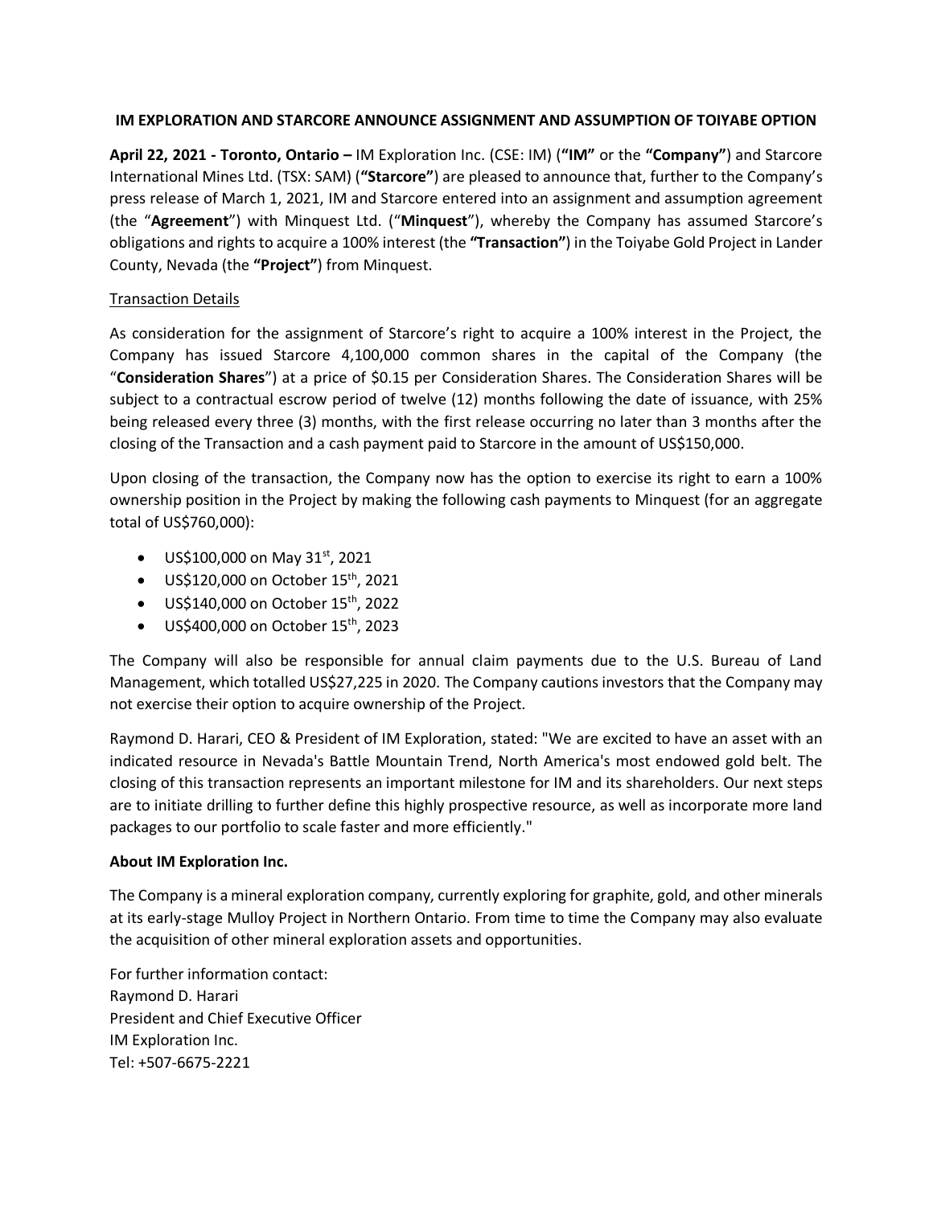**IM EXPLORATION AND STARCORE ANNOUNCE ASSIGNMENT AND ASSUMPTION OF TOIYABE OPTION**

**April 22, 2021 - Toronto, Ontario –** IM Exploration Inc. (CSE: IM) (**"IM"** or the **"Company"**) and Starcore International Mines Ltd. (TSX: SAM) (**"Starcore"**) are pleased to announce that, further to the Company's press release of March 1, 2021, IM and Starcore entered into an assignment and assumption agreement (the "**Agreement**") with Minquest Ltd. ("**Minquest**"), whereby the Company has assumed Starcore's obligations and rights to acquire a 100% interest (the **"Transaction"**) in the Toiyabe Gold Project in Lander County, Nevada (the **"Project"**) from Minquest.

Transaction Details

As consideration for the assignment of Starcore's right to acquire a 100% interest in the Project, the Company has issued Starcore 4,100,000 common shares in the capital of the Company (the "**Consideration Shares**") at a price of $0.15 per Consideration Shares. The Consideration Shares will be subject to a contractual escrow period of twelve (12) months following the date of issuance, with 25% being released every three (3) months, with the first release occurring no later than 3 months after the closing of the Transaction and a cash payment paid to Starcore in the amount of US$150,000.

Upon closing of the transaction, the Company now has the option to exercise its right to earn a 100% ownership position in the Project by making the following cash payments to Minquest (for an aggregate total of US$760,000):

- US$100,000 on May 31st, 2021
- US$120,000 on October 15th, 2021
- US$140,000 on October 15th, 2022
- US$400,000 on October 15th, 2023

The Company will also be responsible for annual claim payments due to the U.S. Bureau of Land Management, which totalled US$27,225 in 2020. The Company cautions investors that the Company may not exercise their option to acquire ownership of the Project.

Raymond D. Harari, CEO & President of IM Exploration, stated: "We are excited to have an asset with an indicated resource in Nevada's Battle Mountain Trend, North America's most endowed gold belt. The closing of this transaction represents an important milestone for IM and its shareholders. Our next steps are to initiate drilling to further define this highly prospective resource, as well as incorporate more land packages to our portfolio to scale faster and more efficiently."

**About IM Exploration Inc.**

The Company is a mineral exploration company, currently exploring for graphite, gold, and other minerals at its early-stage Mulloy Project in Northern Ontario. From time to time the Company may also evaluate the acquisition of other mineral exploration assets and opportunities.

For further information contact:
Raymond D. Harari
President and Chief Executive Officer
IM Exploration Inc.
Tel: +507-6675-2221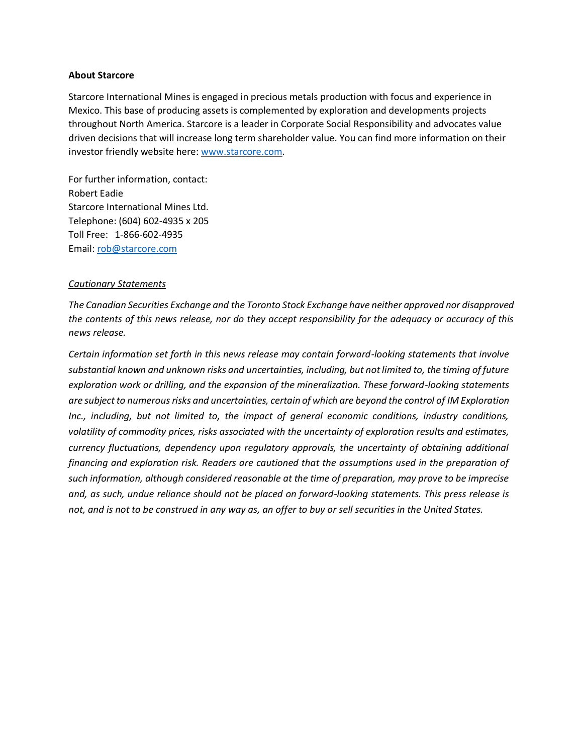**About Starcore**

Starcore International Mines is engaged in precious metals production with focus and experience in Mexico. This base of producing assets is complemented by exploration and developments projects throughout North America. Starcore is a leader in Corporate Social Responsibility and advocates value driven decisions that will increase long term shareholder value. You can find more information on their investor friendly website here: [www.starcore.com](http://www.starcore.com).

For further information, contact:
Robert Eadie
Starcore International Mines Ltd.
Telephone: (604) 602-4935 x 205
Toll Free: 1-866-602-4935
Email: [rob@starcore.com](mailto:rob@starcore.com)

*Cautionary Statements*

*The Canadian Securities Exchange and the Toronto Stock Exchange have neither approved nor disapproved the contents of this news release, nor do they accept responsibility for the adequacy or accuracy of this news release.*

*Certain information set forth in this news release may contain forward-looking statements that involve substantial known and unknown risks and uncertainties, including, but not limited to, the timing of future exploration work or drilling, and the expansion of the mineralization. These forward-looking statements are subject to numerous risks and uncertainties, certain of which are beyond the control of IM Exploration Inc., including, but not limited to, the impact of general economic conditions, industry conditions, volatility of commodity prices, risks associated with the uncertainty of exploration results and estimates, currency fluctuations, dependency upon regulatory approvals, the uncertainty of obtaining additional financing and exploration risk. Readers are cautioned that the assumptions used in the preparation of such information, although considered reasonable at the time of preparation, may prove to be imprecise and, as such, undue reliance should not be placed on forward-looking statements. This press release is not, and is not to be construed in any way as, an offer to buy or sell securities in the United States.*